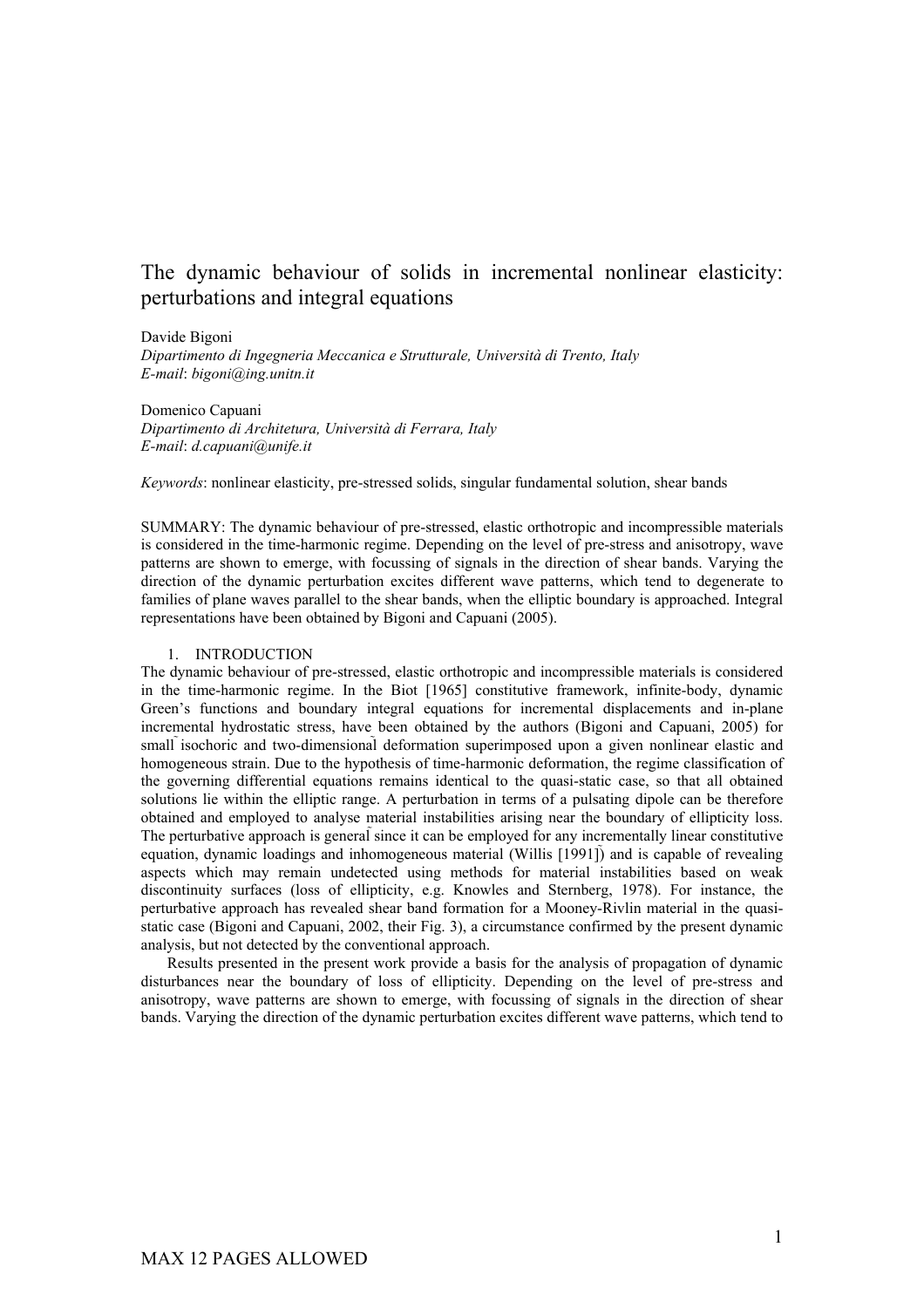# The dynamic behaviour of solids in incremental nonlinear elasticity: perturbations and integral equations

Davide Bigoni
*Dipartimento di Ingegneria Meccanica e Strutturale, Università di Trento, Italy*
*E-mail*: *bigoni@ing.unitn.it*

Domenico Capuani
*Dipartimento di Architetura, Università di Ferrara, Italy*
*E-mail*: *d.capuani@unife.it*

*Keywords*: nonlinear elasticity, pre-stressed solids, singular fundamental solution, shear bands

SUMMARY: The dynamic behaviour of pre-stressed, elastic orthotropic and incompressible materials is considered in the time-harmonic regime. Depending on the level of pre-stress and anisotropy, wave patterns are shown to emerge, with focussing of signals in the direction of shear bands. Varying the direction of the dynamic perturbation excites different wave patterns, which tend to degenerate to families of plane waves parallel to the shear bands, when the elliptic boundary is approached. Integral representations have been obtained by Bigoni and Capuani (2005).

## 1. INTRODUCTION

The dynamic behaviour of pre-stressed, elastic orthotropic and incompressible materials is considered in the time-harmonic regime. In the Biot [1965] constitutive framework, infinite-body, dynamic Green's functions and boundary integral equations for incremental displacements and in-plane incremental hydrostatic stress, have been obtained by the authors (Bigoni and Capuani, 2005) for small isochoric and two-dimensional deformation superimposed upon a given nonlinear elastic and homogeneous strain. Due to the hypothesis of time-harmonic deformation, the regime classification of the governing differential equations remains identical to the quasi-static case, so that all obtained solutions lie within the elliptic range. A perturbation in terms of a pulsating dipole can be therefore obtained and employed to analyse material instabilities arising near the boundary of ellipticity loss. The perturbative approach is general since it can be employed for any incrementally linear constitutive equation, dynamic loadings and inhomogeneous material (Willis [1991]) and is capable of revealing aspects which may remain undetected using methods for material instabilities based on weak discontinuity surfaces (loss of ellipticity, e.g. Knowles and Sternberg, 1978). For instance, the perturbative approach has revealed shear band formation for a Mooney-Rivlin material in the quasi-static case (Bigoni and Capuani, 2002, their Fig. 3), a circumstance confirmed by the present dynamic analysis, but not detected by the conventional approach.

Results presented in the present work provide a basis for the analysis of propagation of dynamic disturbances near the boundary of loss of ellipticity. Depending on the level of pre-stress and anisotropy, wave patterns are shown to emerge, with focussing of signals in the direction of shear bands. Varying the direction of the dynamic perturbation excites different wave patterns, which tend to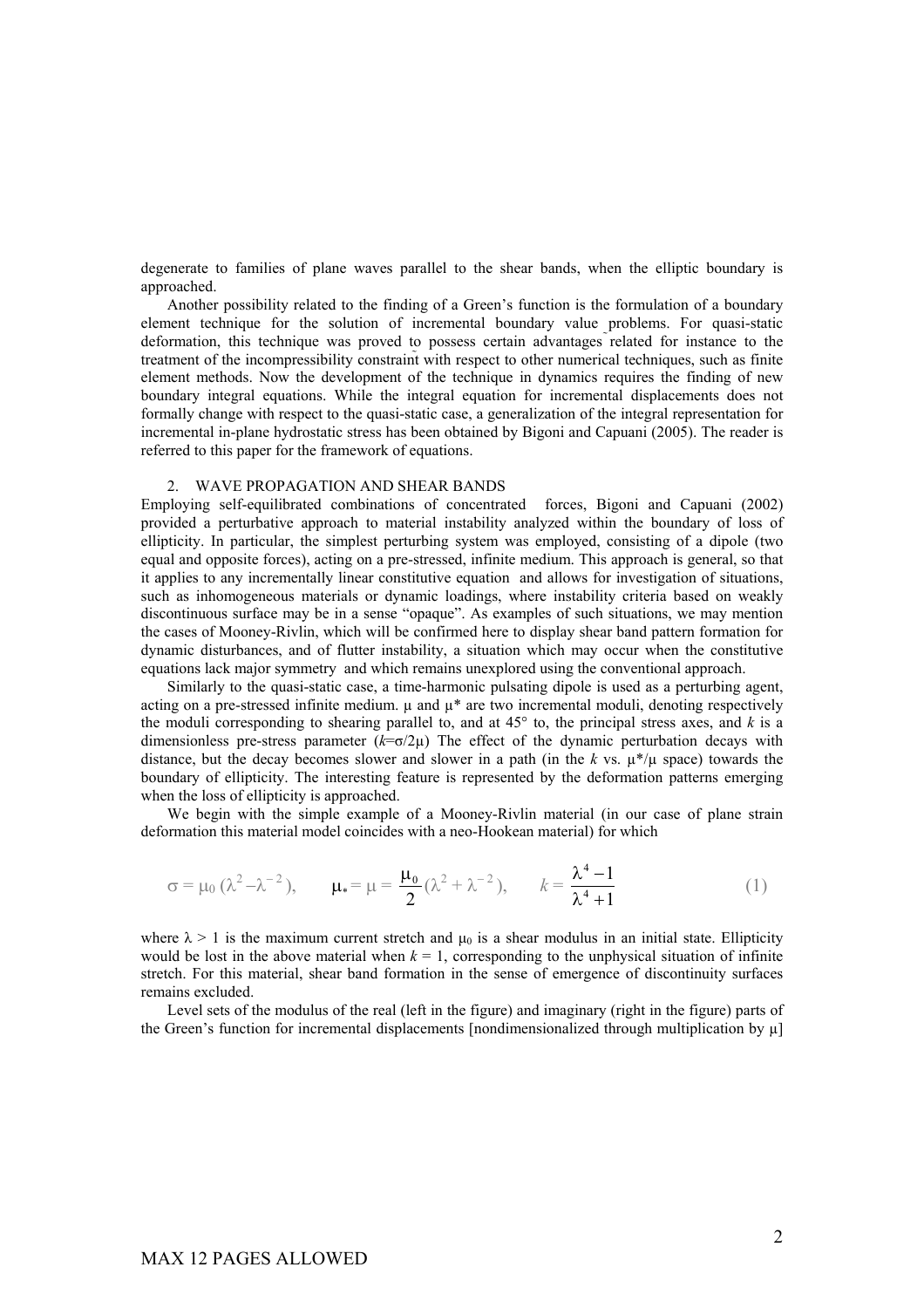degenerate to families of plane waves parallel to the shear bands, when the elliptic boundary is approached.

Another possibility related to the finding of a Green's function is the formulation of a boundary element technique for the solution of incremental boundary value problems. For quasi-static deformation, this technique was proved to possess certain advantages related for instance to the treatment of the incompressibility constraint with respect to other numerical techniques, such as finite element methods. Now the development of the technique in dynamics requires the finding of new boundary integral equations. While the integral equation for incremental displacements does not formally change with respect to the quasi-static case, a generalization of the integral representation for incremental in-plane hydrostatic stress has been obtained by Bigoni and Capuani (2005). The reader is referred to this paper for the framework of equations.

## 2. WAVE PROPAGATION AND SHEAR BANDS

Employing self-equilibrated combinations of concentrated forces, Bigoni and Capuani (2002) provided a perturbative approach to material instability analyzed within the boundary of loss of ellipticity. In particular, the simplest perturbing system was employed, consisting of a dipole (two equal and opposite forces), acting on a pre-stressed, infinite medium. This approach is general, so that it applies to any incrementally linear constitutive equation and allows for investigation of situations, such as inhomogeneous materials or dynamic loadings, where instability criteria based on weakly discontinuous surface may be in a sense "opaque". As examples of such situations, we may mention the cases of Mooney-Rivlin, which will be confirmed here to display shear band pattern formation for dynamic disturbances, and of flutter instability, a situation which may occur when the constitutive equations lack major symmetry and which remains unexplored using the conventional approach.

Similarly to the quasi-static case, a time-harmonic pulsating dipole is used as a perturbing agent, acting on a pre-stressed infinite medium. $\mu$ and $\mu^*$ are two incremental moduli, denoting respectively the moduli corresponding to shearing parallel to, and at 45° to, the principal stress axes, and $k$ is a dimensionless pre-stress parameter ($k=\sigma/2\mu$) The effect of the dynamic perturbation decays with distance, but the decay becomes slower and slower in a path (in the $k$ vs. $\mu^*/\mu$ space) towards the boundary of ellipticity. The interesting feature is represented by the deformation patterns emerging when the loss of ellipticity is approached.

We begin with the simple example of a Mooney-Rivlin material (in our case of plane strain deformation this material model coincides with a neo-Hookean material) for which

$$\sigma = \mu_0 (\lambda^2 - \lambda^{-2}), \qquad \mu_* = \mu = \frac{\mu_0}{2}(\lambda^2 + \lambda^{-2}), \qquad k = \frac{\lambda^4 - 1}{\lambda^4 + 1} \tag{1}$$

where $\lambda > 1$ is the maximum current stretch and $\mu_0$ is a shear modulus in an initial state. Ellipticity would be lost in the above material when $k = 1$, corresponding to the unphysical situation of infinite stretch. For this material, shear band formation in the sense of emergence of discontinuity surfaces remains excluded.

Level sets of the modulus of the real (left in the figure) and imaginary (right in the figure) parts of the Green's function for incremental displacements [nondimensionalized through multiplication by $\mu$]

MAX 12 PAGES ALLOWED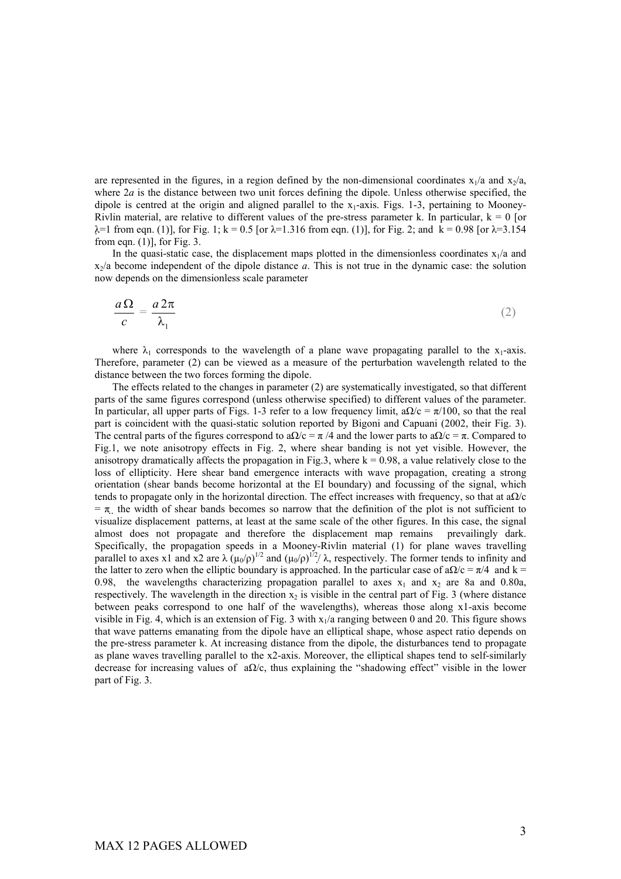are represented in the figures, in a region defined by the non-dimensional coordinates $x_1/a$ and $x_2/a$, where $2a$ is the distance between two unit forces defining the dipole. Unless otherwise specified, the dipole is centred at the origin and aligned parallel to the $x_1$-axis. Figs. 1-3, pertaining to Mooney-Rivlin material, are relative to different values of the pre-stress parameter k. In particular, k = 0 [or $\lambda$=1 from eqn. (1)], for Fig. 1; k = 0.5 [or $\lambda$=1.316 from eqn. (1)], for Fig. 2; and k = 0.98 [or $\lambda$=3.154 from eqn. (1)], for Fig. 3.

In the quasi-static case, the displacement maps plotted in the dimensionless coordinates $x_1/a$ and $x_2/a$ become independent of the dipole distance *a*. This is not true in the dynamic case: the solution now depends on the dimensionless scale parameter

$$\frac{a\,\Omega}{c} = \frac{a\,2\pi}{\lambda_1} \tag{2}$$

where $\lambda_1$ corresponds to the wavelength of a plane wave propagating parallel to the $x_1$-axis. Therefore, parameter (2) can be viewed as a measure of the perturbation wavelength related to the distance between the two forces forming the dipole.

The effects related to the changes in parameter (2) are systematically investigated, so that different parts of the same figures correspond (unless otherwise specified) to different values of the parameter. In particular, all upper parts of Figs. 1-3 refer to a low frequency limit, $a\Omega/c = \pi/100$, so that the real part is coincident with the quasi-static solution reported by Bigoni and Capuani (2002, their Fig. 3). The central parts of the figures correspond to $a\Omega/c = \pi/4$ and the lower parts to $a\Omega/c = \pi$. Compared to Fig.1, we note anisotropy effects in Fig. 2, where shear banding is not yet visible. However, the anisotropy dramatically affects the propagation in Fig.3, where k = 0.98, a value relatively close to the loss of ellipticity. Here shear band emergence interacts with wave propagation, creating a strong orientation (shear bands become horizontal at the EI boundary) and focussing of the signal, which tends to propagate only in the horizontal direction. The effect increases with frequency, so that at $a\Omega/c = \pi$, the width of shear bands becomes so narrow that the definition of the plot is not sufficient to visualize displacement patterns, at least at the same scale of the other figures. In this case, the signal almost does not propagate and therefore the displacement map remains prevailingly dark. Specifically, the propagation speeds in a Mooney-Rivlin material (1) for plane waves travelling parallel to axes x1 and x2 are $\lambda\,(\mu_0/\rho)^{1/2}$ and $(\mu_0/\rho)^{1/2}/\,\lambda$, respectively. The former tends to infinity and the latter to zero when the elliptic boundary is approached. In the particular case of $a\Omega/c = \pi/4$ and k = 0.98, the wavelengths characterizing propagation parallel to axes $x_1$ and $x_2$ are 8a and 0.80a, respectively. The wavelength in the direction $x_2$ is visible in the central part of Fig. 3 (where distance between peaks correspond to one half of the wavelengths), whereas those along x1-axis become visible in Fig. 4, which is an extension of Fig. 3 with $x_1/a$ ranging between 0 and 20. This figure shows that wave patterns emanating from the dipole have an elliptical shape, whose aspect ratio depends on the pre-stress parameter k. At increasing distance from the dipole, the disturbances tend to propagate as plane waves travelling parallel to the x2-axis. Moreover, the elliptical shapes tend to self-similarly decrease for increasing values of $a\Omega/c$, thus explaining the "shadowing effect" visible in the lower part of Fig. 3.

MAX 12 PAGES ALLOWED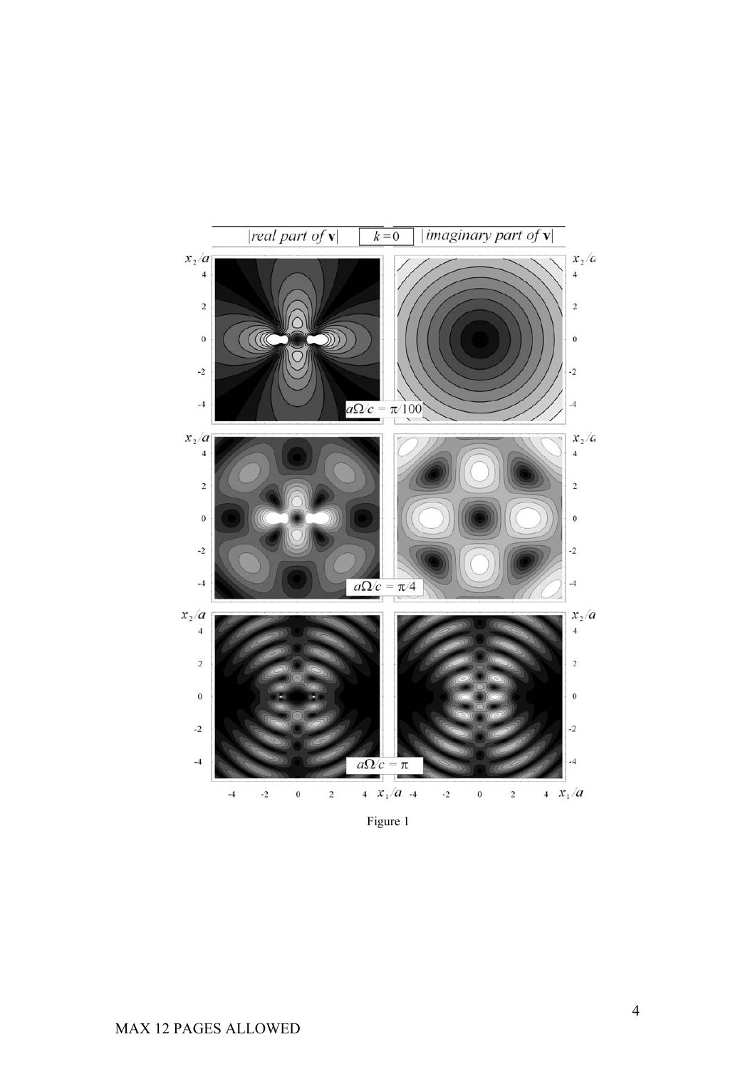Figure 1

MAX 12 PAGES ALLOWED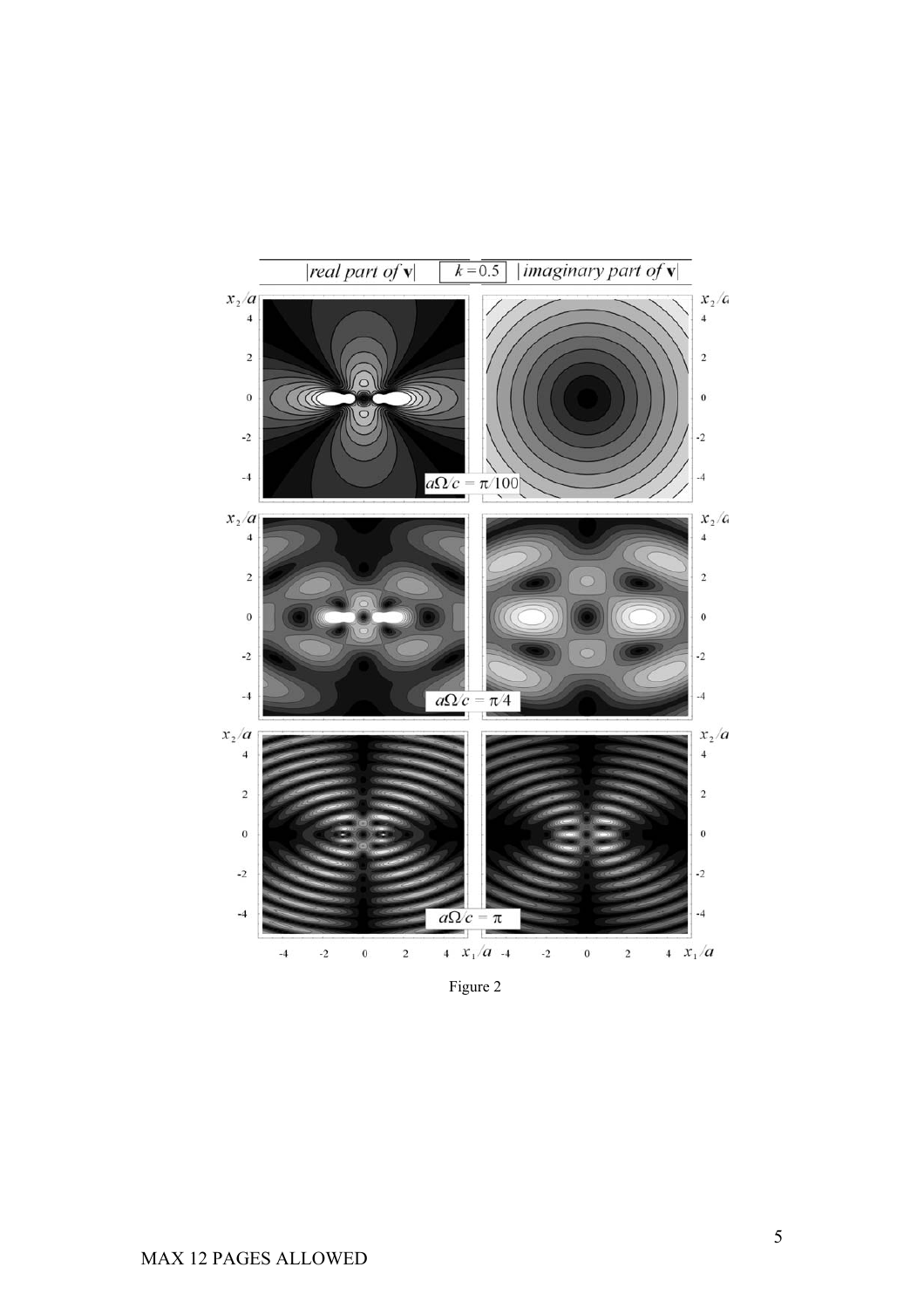Figure 2

MAX 12 PAGES ALLOWED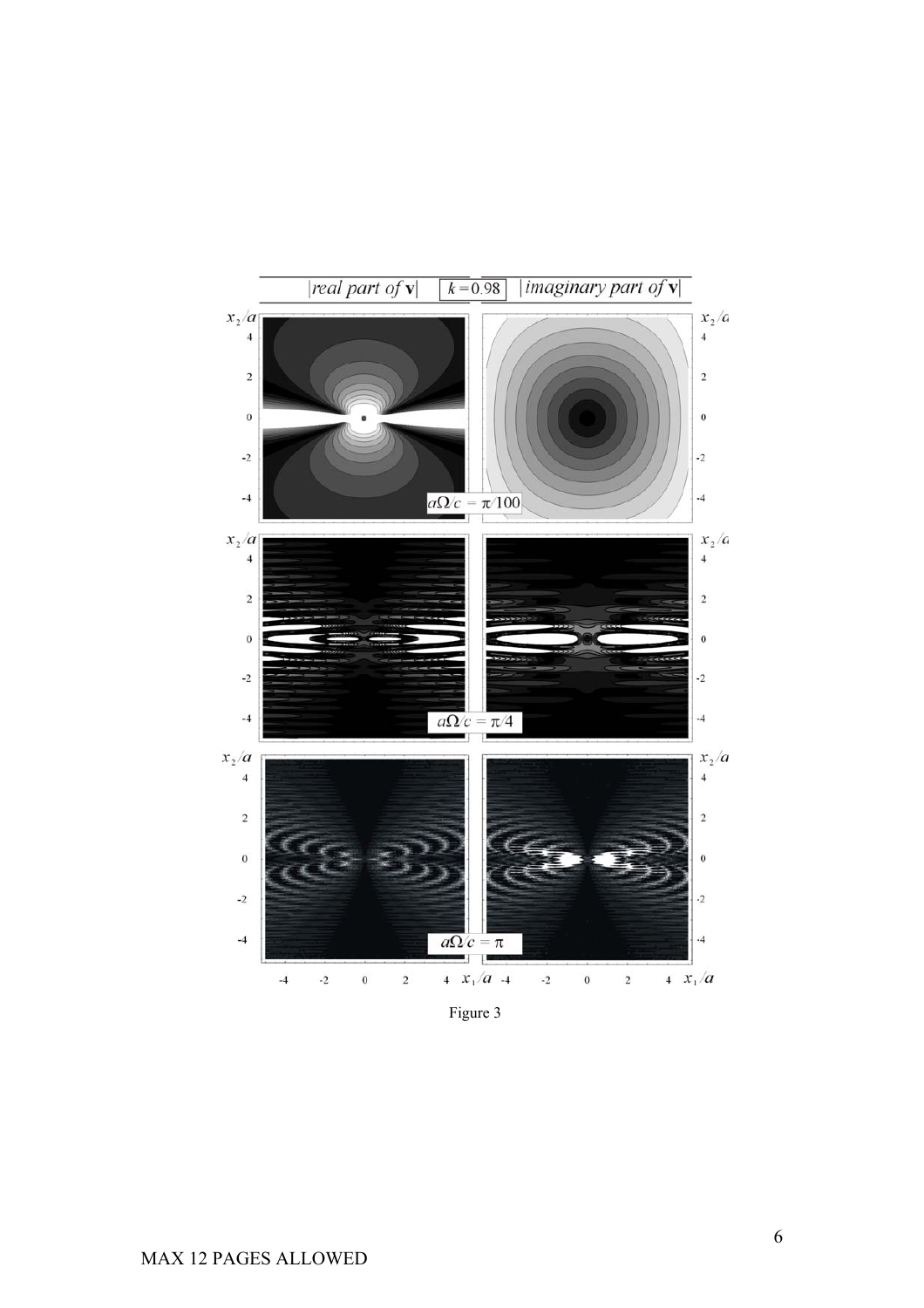Figure 3

MAX 12 PAGES ALLOWED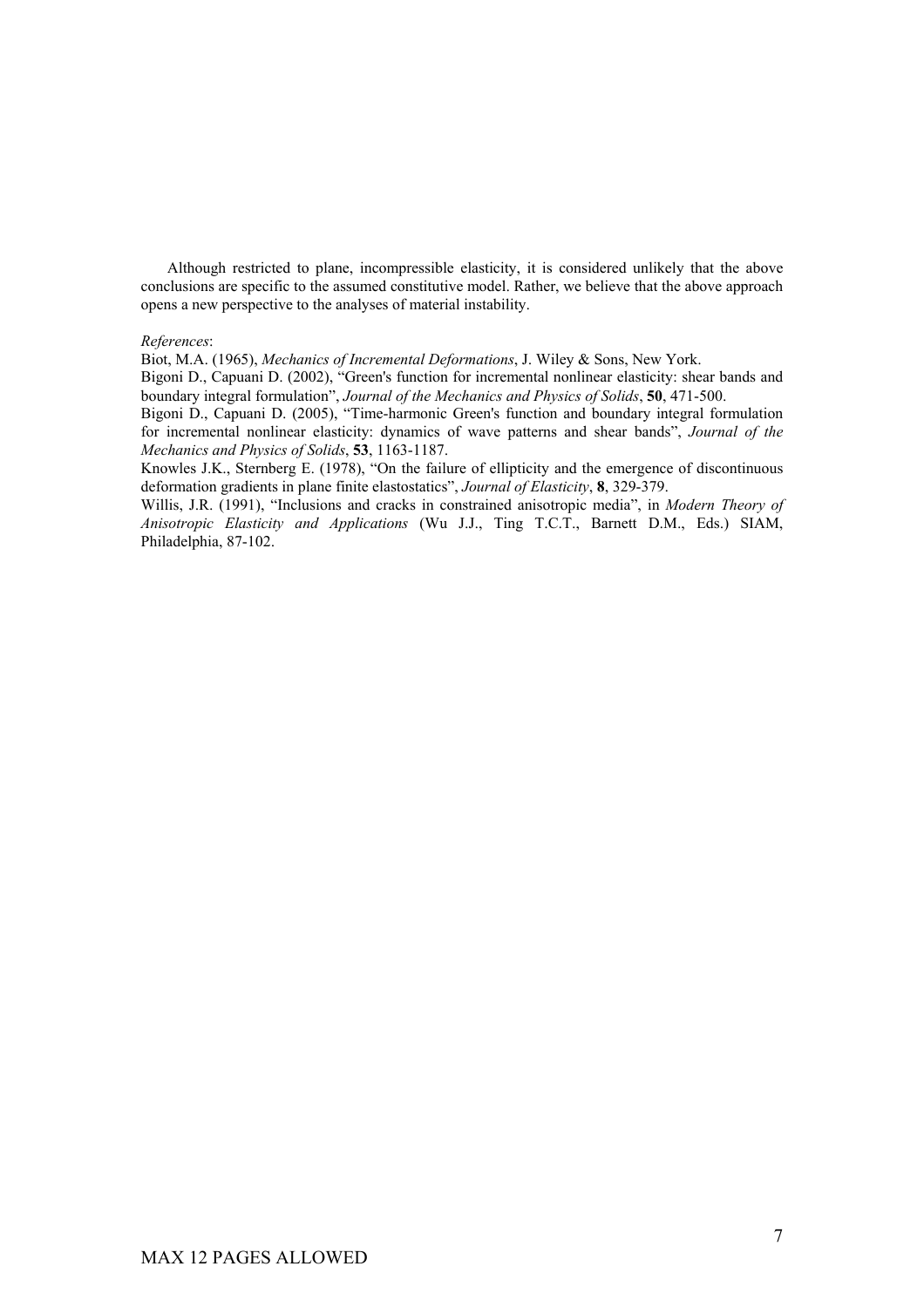Although restricted to plane, incompressible elasticity, it is considered unlikely that the above conclusions are specific to the assumed constitutive model. Rather, we believe that the above approach opens a new perspective to the analyses of material instability.

*References*:

Biot, M.A. (1965), *Mechanics of Incremental Deformations*, J. Wiley & Sons, New York.

Bigoni D., Capuani D. (2002), "Green's function for incremental nonlinear elasticity: shear bands and boundary integral formulation", *Journal of the Mechanics and Physics of Solids*, **50**, 471-500.

Bigoni D., Capuani D. (2005), "Time-harmonic Green's function and boundary integral formulation for incremental nonlinear elasticity: dynamics of wave patterns and shear bands", *Journal of the Mechanics and Physics of Solids*, **53**, 1163-1187.

Knowles J.K., Sternberg E. (1978), "On the failure of ellipticity and the emergence of discontinuous deformation gradients in plane finite elastostatics", *Journal of Elasticity*, **8**, 329-379.

Willis, J.R. (1991), "Inclusions and cracks in constrained anisotropic media", in *Modern Theory of Anisotropic Elasticity and Applications* (Wu J.J., Ting T.C.T., Barnett D.M., Eds.) SIAM, Philadelphia, 87-102.

MAX 12 PAGES ALLOWED